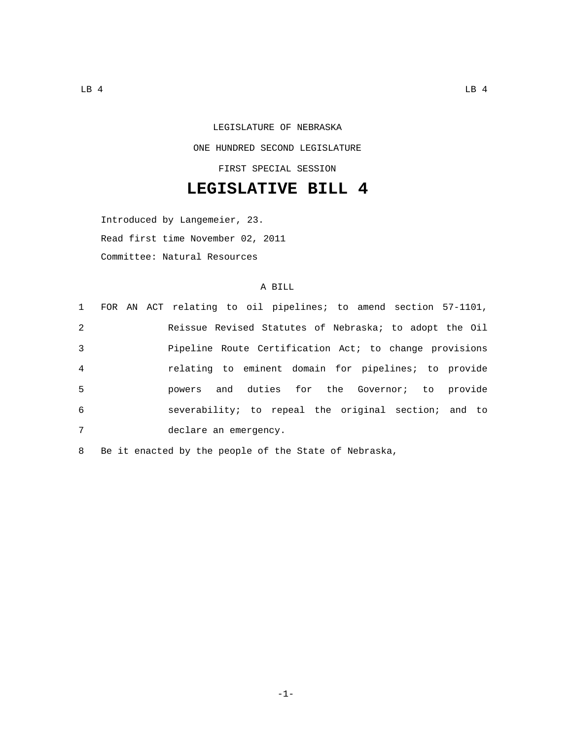LEGISLATURE OF NEBRASKA

ONE HUNDRED SECOND LEGISLATURE

FIRST SPECIAL SESSION

# LEGISLATIVE BILL 4

Introduced by Langemeier, 23.

Read first time November 02, 2011

Committee: Natural Resources

A BILL

1 FOR AN ACT relating to oil pipelines; to amend section 57-1101,
2 Reissue Revised Statutes of Nebraska; to adopt the Oil
3 Pipeline Route Certification Act; to change provisions
4 relating to eminent domain for pipelines; to provide
5 powers and duties for the Governor; to provide
6 severability; to repeal the original section; and to
7 declare an emergency.

8 Be it enacted by the people of the State of Nebraska,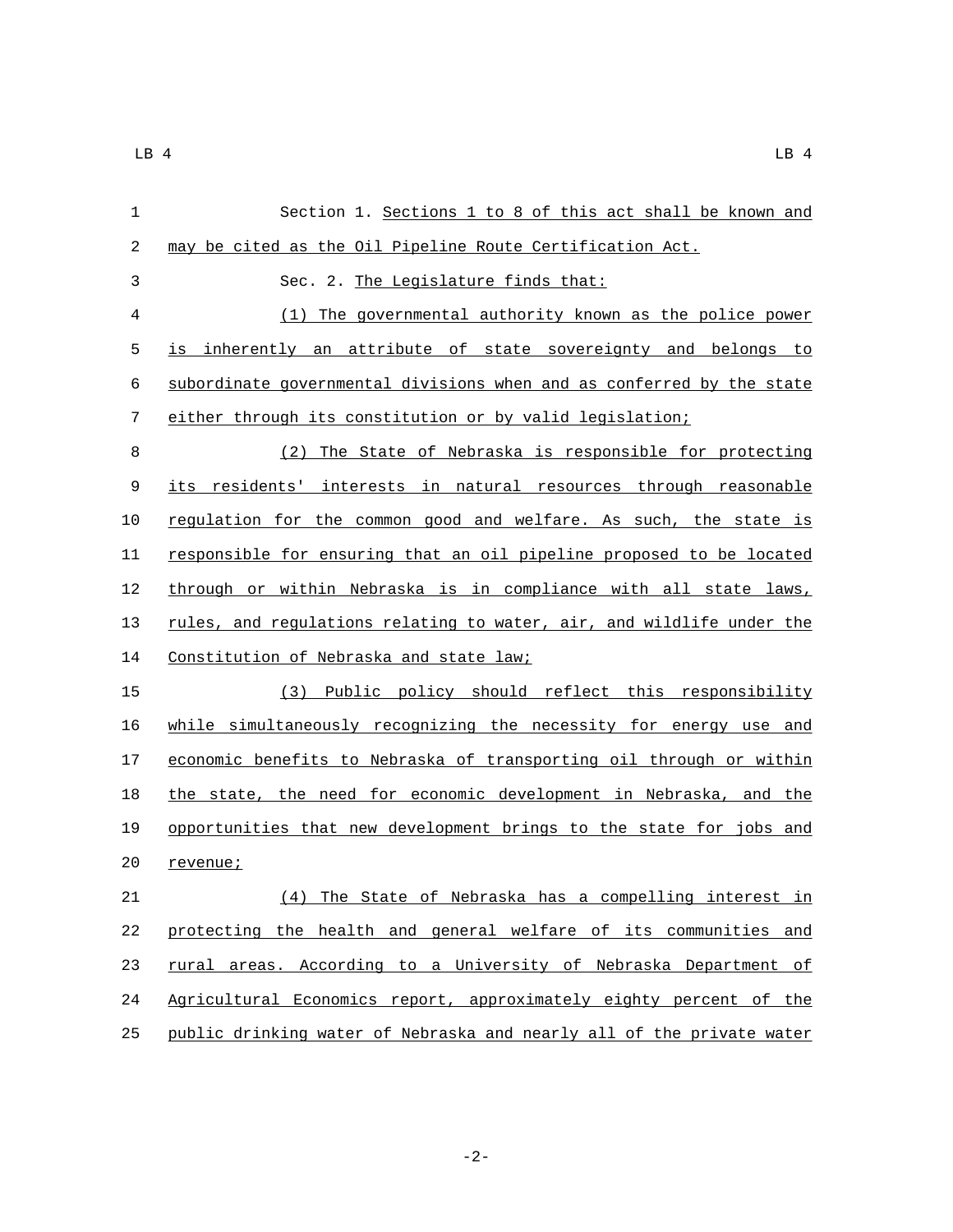Section 1. Sections 1 to 8 of this act shall be known and may be cited as the Oil Pipeline Route Certification Act.

Sec. 2. The Legislature finds that:

(1) The governmental authority known as the police power is inherently an attribute of state sovereignty and belongs to subordinate governmental divisions when and as conferred by the state either through its constitution or by valid legislation;

(2) The State of Nebraska is responsible for protecting its residents' interests in natural resources through reasonable regulation for the common good and welfare. As such, the state is responsible for ensuring that an oil pipeline proposed to be located through or within Nebraska is in compliance with all state laws, rules, and regulations relating to water, air, and wildlife under the Constitution of Nebraska and state law;

(3) Public policy should reflect this responsibility while simultaneously recognizing the necessity for energy use and economic benefits to Nebraska of transporting oil through or within the state, the need for economic development in Nebraska, and the opportunities that new development brings to the state for jobs and revenue;

(4) The State of Nebraska has a compelling interest in protecting the health and general welfare of its communities and rural areas. According to a University of Nebraska Department of Agricultural Economics report, approximately eighty percent of the public drinking water of Nebraska and nearly all of the private water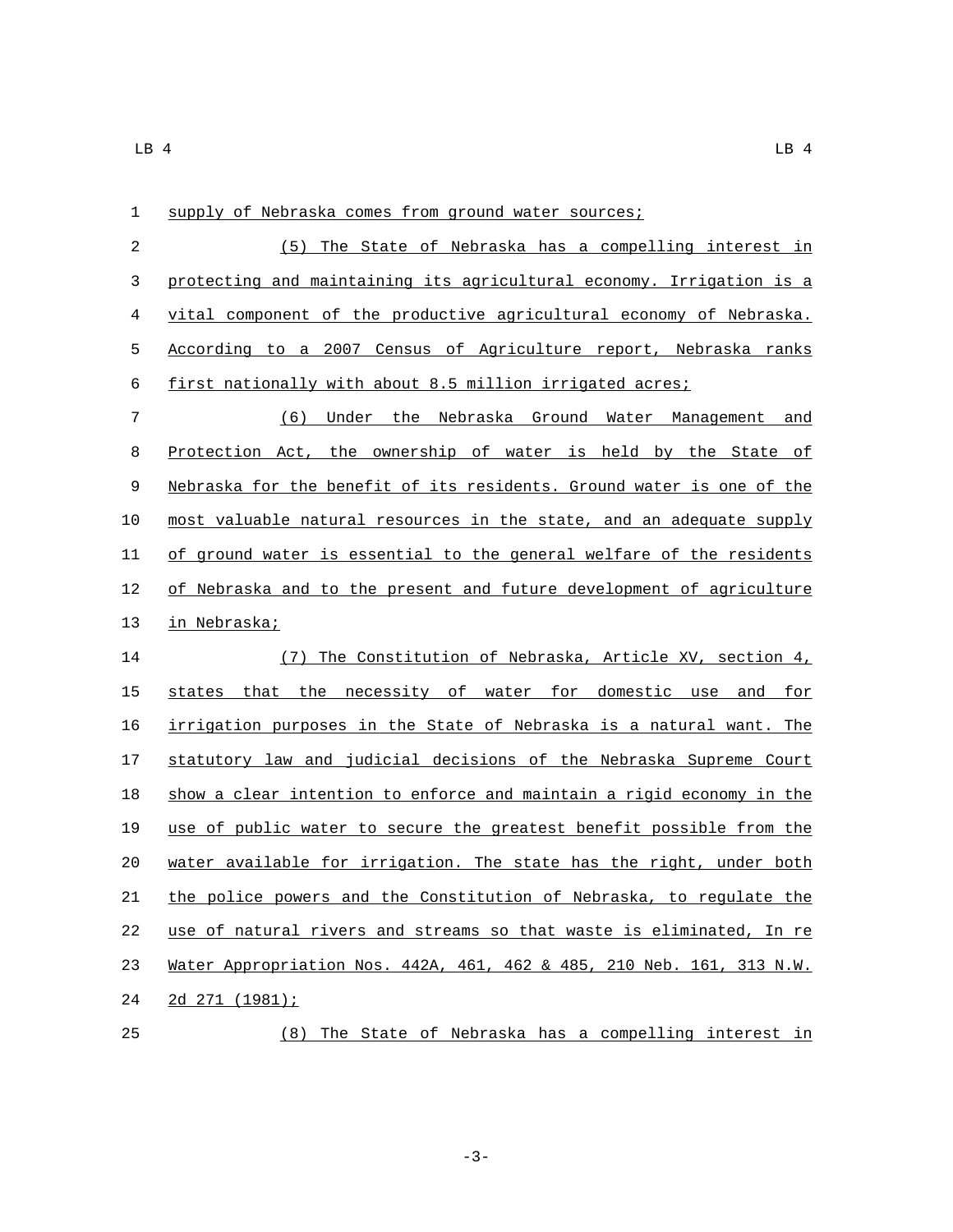supply of Nebraska comes from ground water sources;

(5) The State of Nebraska has a compelling interest in protecting and maintaining its agricultural economy. Irrigation is a vital component of the productive agricultural economy of Nebraska. According to a 2007 Census of Agriculture report, Nebraska ranks first nationally with about 8.5 million irrigated acres;

(6) Under the Nebraska Ground Water Management and Protection Act, the ownership of water is held by the State of Nebraska for the benefit of its residents. Ground water is one of the most valuable natural resources in the state, and an adequate supply of ground water is essential to the general welfare of the residents of Nebraska and to the present and future development of agriculture in Nebraska;

(7) The Constitution of Nebraska, Article XV, section 4, states that the necessity of water for domestic use and for irrigation purposes in the State of Nebraska is a natural want. The statutory law and judicial decisions of the Nebraska Supreme Court show a clear intention to enforce and maintain a rigid economy in the use of public water to secure the greatest benefit possible from the water available for irrigation. The state has the right, under both the police powers and the Constitution of Nebraska, to regulate the use of natural rivers and streams so that waste is eliminated, In re Water Appropriation Nos. 442A, 461, 462 & 485, 210 Neb. 161, 313 N.W. 2d 271 (1981);

(8) The State of Nebraska has a compelling interest in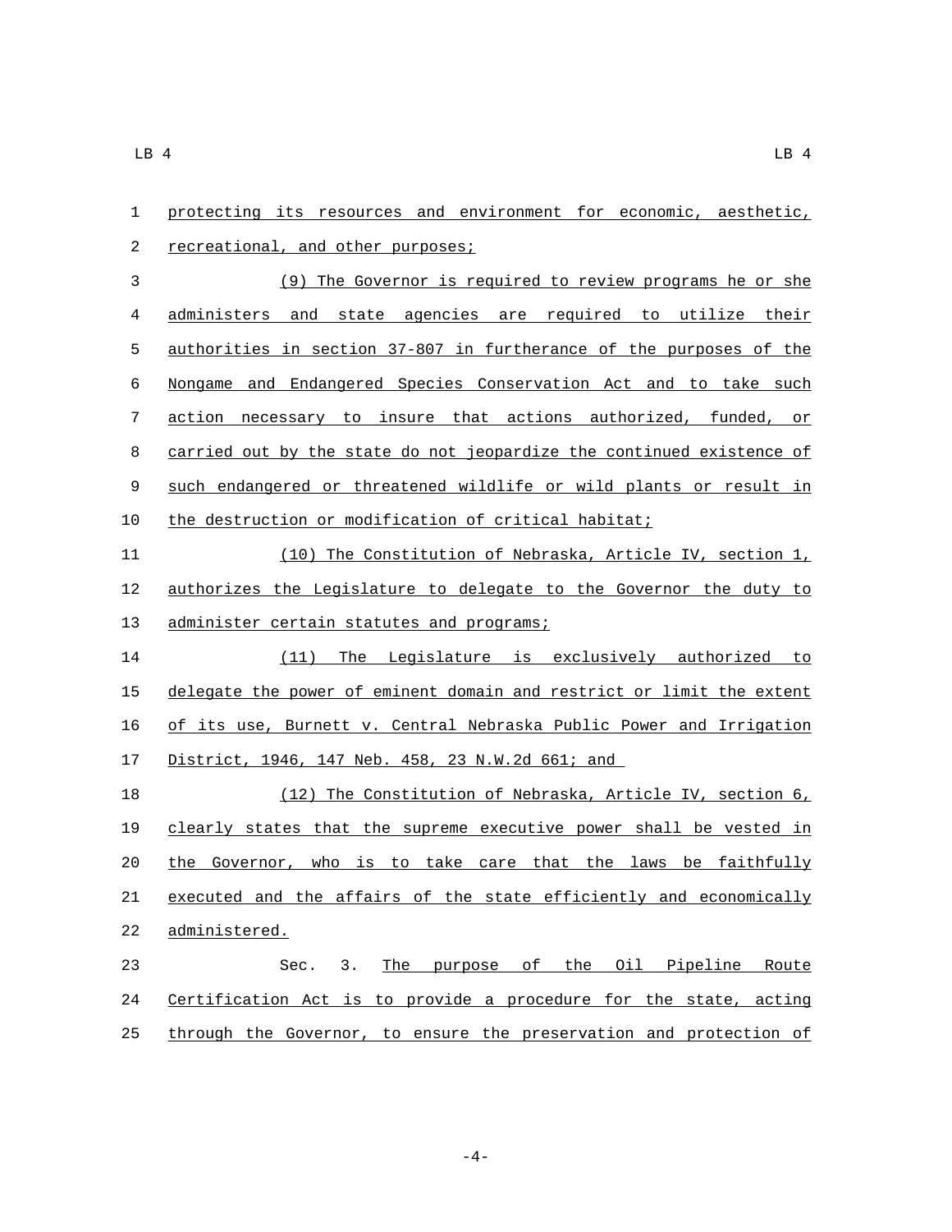protecting its resources and environment for economic, aesthetic, recreational, and other purposes;

(9) The Governor is required to review programs he or she administers and state agencies are required to utilize their authorities in section 37-807 in furtherance of the purposes of the Nongame and Endangered Species Conservation Act and to take such action necessary to insure that actions authorized, funded, or carried out by the state do not jeopardize the continued existence of such endangered or threatened wildlife or wild plants or result in the destruction or modification of critical habitat;

(10) The Constitution of Nebraska, Article IV, section 1, authorizes the Legislature to delegate to the Governor the duty to administer certain statutes and programs;

(11) The Legislature is exclusively authorized to delegate the power of eminent domain and restrict or limit the extent of its use, Burnett v. Central Nebraska Public Power and Irrigation District, 1946, 147 Neb. 458, 23 N.W.2d 661; and

(12) The Constitution of Nebraska, Article IV, section 6, clearly states that the supreme executive power shall be vested in the Governor, who is to take care that the laws be faithfully executed and the affairs of the state efficiently and economically administered.

Sec. 3. The purpose of the Oil Pipeline Route Certification Act is to provide a procedure for the state, acting through the Governor, to ensure the preservation and protection of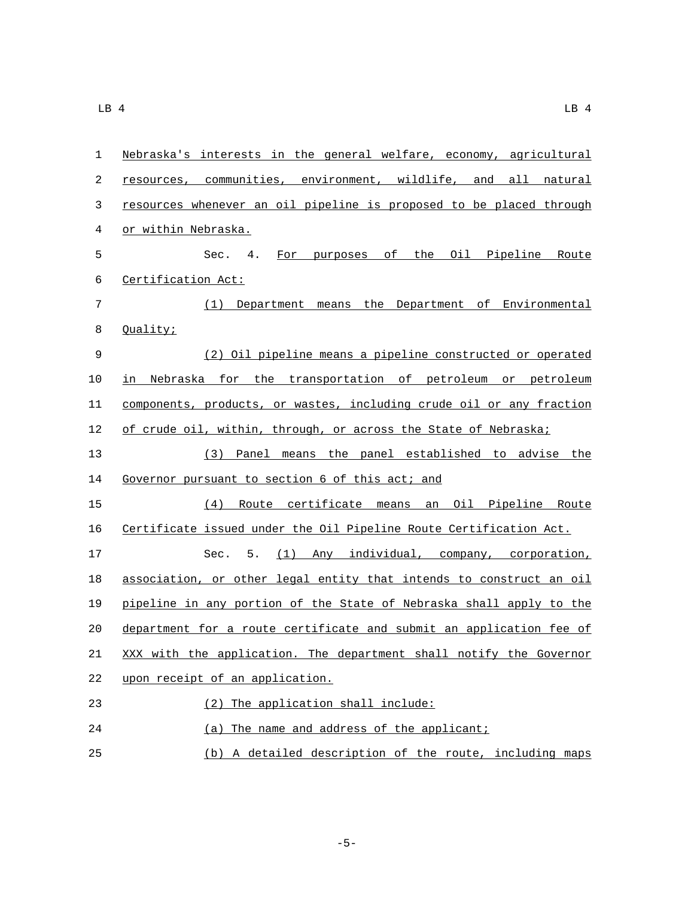Nebraska's interests in the general welfare, economy, agricultural resources, communities, environment, wildlife, and all natural resources whenever an oil pipeline is proposed to be placed through or within Nebraska.

Sec. 4. For purposes of the Oil Pipeline Route Certification Act:

(1) Department means the Department of Environmental Quality;

(2) Oil pipeline means a pipeline constructed or operated in Nebraska for the transportation of petroleum or petroleum components, products, or wastes, including crude oil or any fraction of crude oil, within, through, or across the State of Nebraska;

(3) Panel means the panel established to advise the Governor pursuant to section 6 of this act; and

(4) Route certificate means an Oil Pipeline Route Certificate issued under the Oil Pipeline Route Certification Act.

Sec. 5. (1) Any individual, company, corporation, association, or other legal entity that intends to construct an oil pipeline in any portion of the State of Nebraska shall apply to the department for a route certificate and submit an application fee of XXX with the application. The department shall notify the Governor upon receipt of an application.

(2) The application shall include:

(a) The name and address of the applicant;

(b) A detailed description of the route, including maps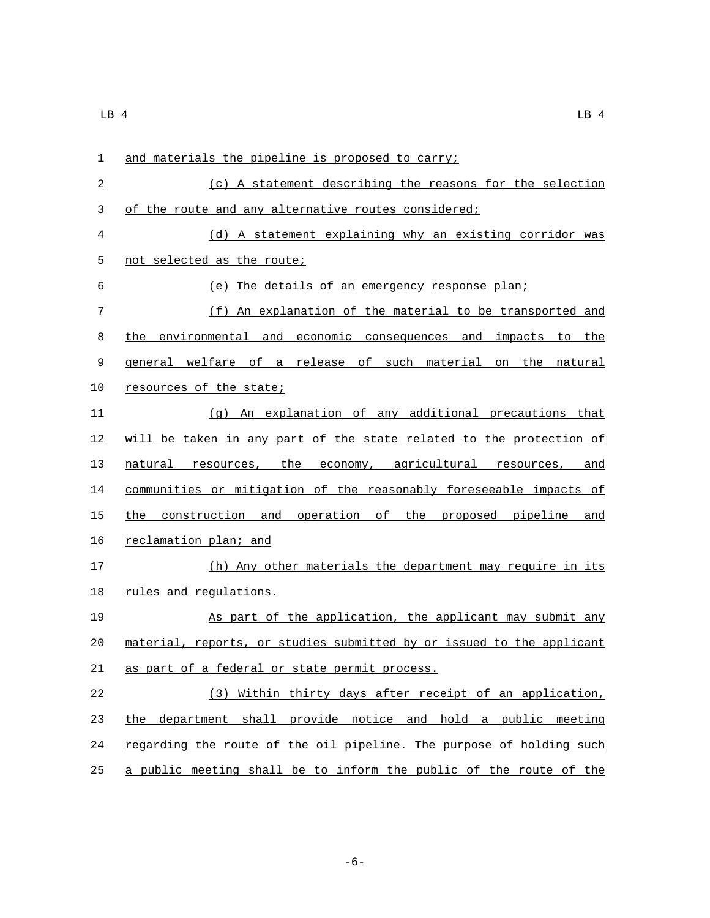and materials the pipeline is proposed to carry;

(c) A statement describing the reasons for the selection of the route and any alternative routes considered;

(d) A statement explaining why an existing corridor was not selected as the route;

(e) The details of an emergency response plan;

(f) An explanation of the material to be transported and the environmental and economic consequences and impacts to the general welfare of a release of such material on the natural resources of the state;

(g) An explanation of any additional precautions that will be taken in any part of the state related to the protection of natural resources, the economy, agricultural resources, and communities or mitigation of the reasonably foreseeable impacts of the construction and operation of the proposed pipeline and reclamation plan; and

(h) Any other materials the department may require in its rules and regulations.

As part of the application, the applicant may submit any material, reports, or studies submitted by or issued to the applicant as part of a federal or state permit process.

(3) Within thirty days after receipt of an application, the department shall provide notice and hold a public meeting regarding the route of the oil pipeline. The purpose of holding such a public meeting shall be to inform the public of the route of the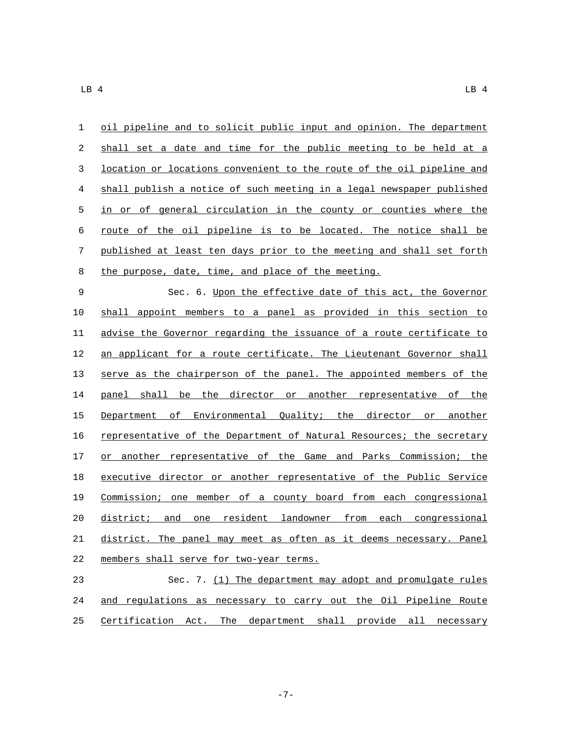oil pipeline and to solicit public input and opinion. The department shall set a date and time for the public meeting to be held at a location or locations convenient to the route of the oil pipeline and shall publish a notice of such meeting in a legal newspaper published in or of general circulation in the county or counties where the route of the oil pipeline is to be located. The notice shall be published at least ten days prior to the meeting and shall set forth the purpose, date, time, and place of the meeting.

Sec. 6. Upon the effective date of this act, the Governor shall appoint members to a panel as provided in this section to advise the Governor regarding the issuance of a route certificate to an applicant for a route certificate. The Lieutenant Governor shall serve as the chairperson of the panel. The appointed members of the panel shall be the director or another representative of the Department of Environmental Quality; the director or another representative of the Department of Natural Resources; the secretary or another representative of the Game and Parks Commission; the executive director or another representative of the Public Service Commission; one member of a county board from each congressional district; and one resident landowner from each congressional district. The panel may meet as often as it deems necessary. Panel members shall serve for two-year terms.

Sec. 7. (1) The department may adopt and promulgate rules and regulations as necessary to carry out the Oil Pipeline Route Certification Act. The department shall provide all necessary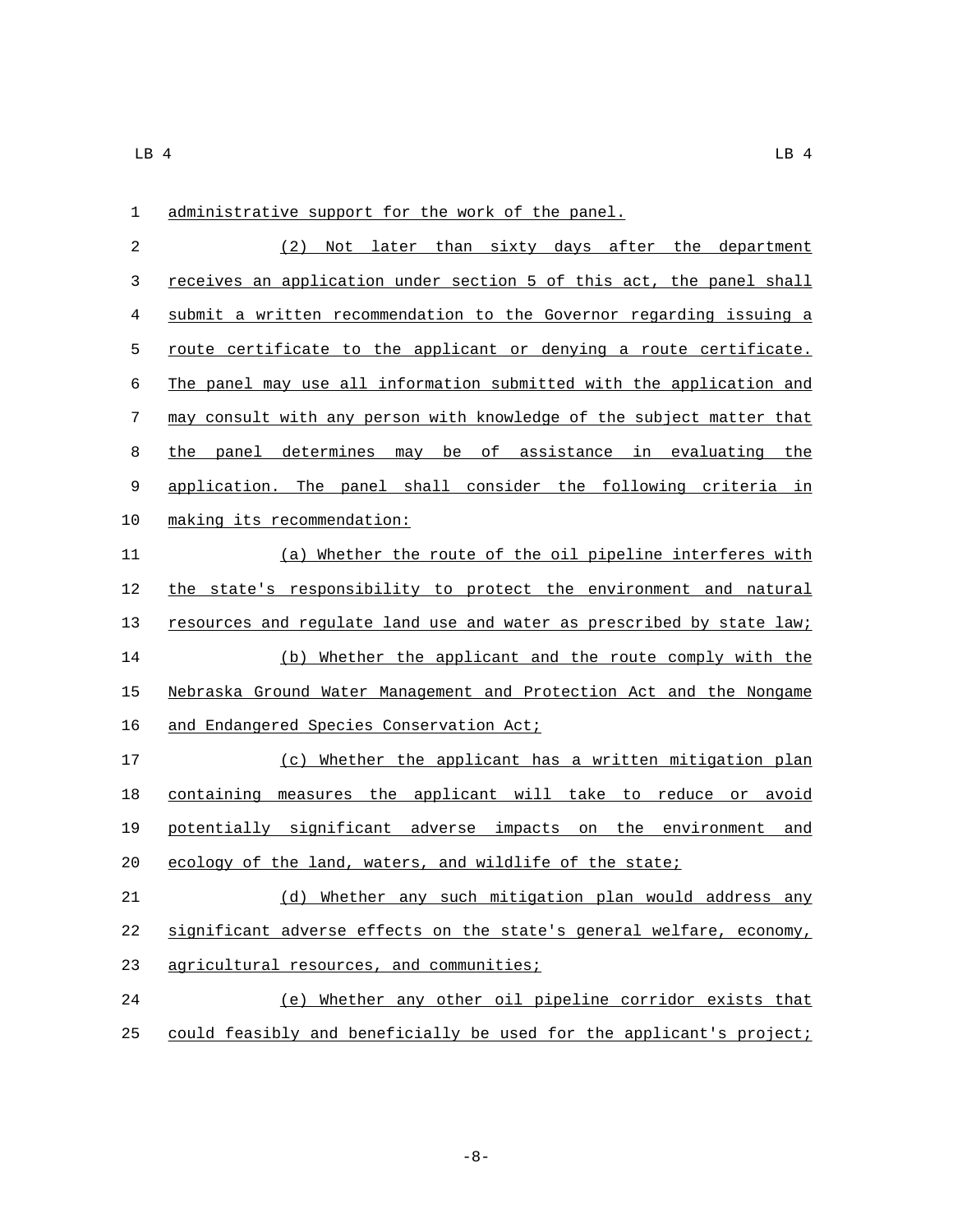administrative support for the work of the panel.

(2) Not later than sixty days after the department receives an application under section 5 of this act, the panel shall submit a written recommendation to the Governor regarding issuing a route certificate to the applicant or denying a route certificate. The panel may use all information submitted with the application and may consult with any person with knowledge of the subject matter that the panel determines may be of assistance in evaluating the application. The panel shall consider the following criteria in making its recommendation:

(a) Whether the route of the oil pipeline interferes with the state's responsibility to protect the environment and natural resources and regulate land use and water as prescribed by state law;

(b) Whether the applicant and the route comply with the Nebraska Ground Water Management and Protection Act and the Nongame and Endangered Species Conservation Act;

(c) Whether the applicant has a written mitigation plan containing measures the applicant will take to reduce or avoid potentially significant adverse impacts on the environment and ecology of the land, waters, and wildlife of the state;

(d) Whether any such mitigation plan would address any significant adverse effects on the state's general welfare, economy, agricultural resources, and communities;

(e) Whether any other oil pipeline corridor exists that could feasibly and beneficially be used for the applicant's project;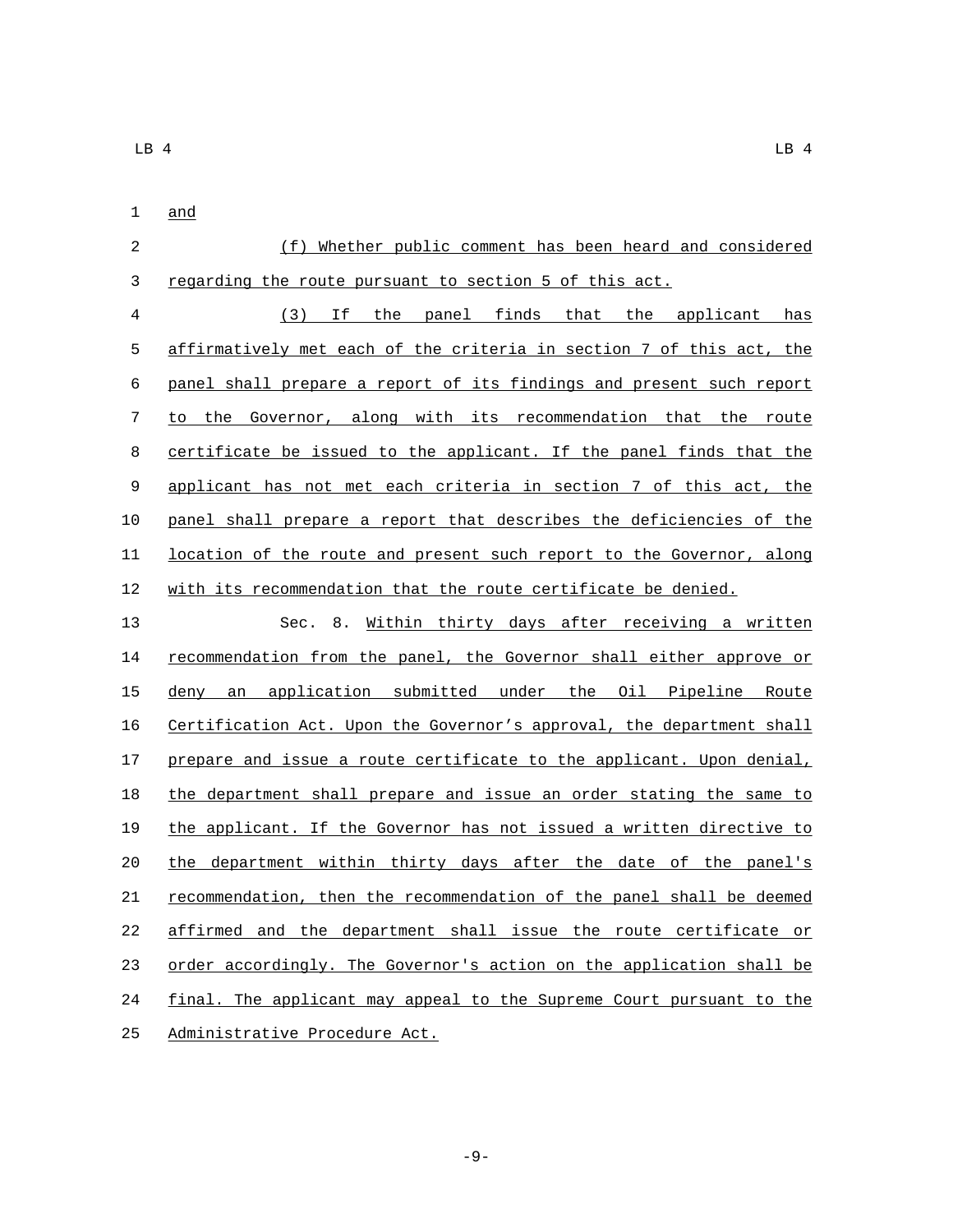and

(f) Whether public comment has been heard and considered regarding the route pursuant to section 5 of this act.

(3) If the panel finds that the applicant has affirmatively met each of the criteria in section 7 of this act, the panel shall prepare a report of its findings and present such report to the Governor, along with its recommendation that the route certificate be issued to the applicant. If the panel finds that the applicant has not met each criteria in section 7 of this act, the panel shall prepare a report that describes the deficiencies of the location of the route and present such report to the Governor, along with its recommendation that the route certificate be denied.

Sec. 8. Within thirty days after receiving a written recommendation from the panel, the Governor shall either approve or deny an application submitted under the Oil Pipeline Route Certification Act. Upon the Governor’s approval, the department shall prepare and issue a route certificate to the applicant. Upon denial, the department shall prepare and issue an order stating the same to the applicant. If the Governor has not issued a written directive to the department within thirty days after the date of the panel's recommendation, then the recommendation of the panel shall be deemed affirmed and the department shall issue the route certificate or order accordingly. The Governor's action on the application shall be final. The applicant may appeal to the Supreme Court pursuant to the Administrative Procedure Act.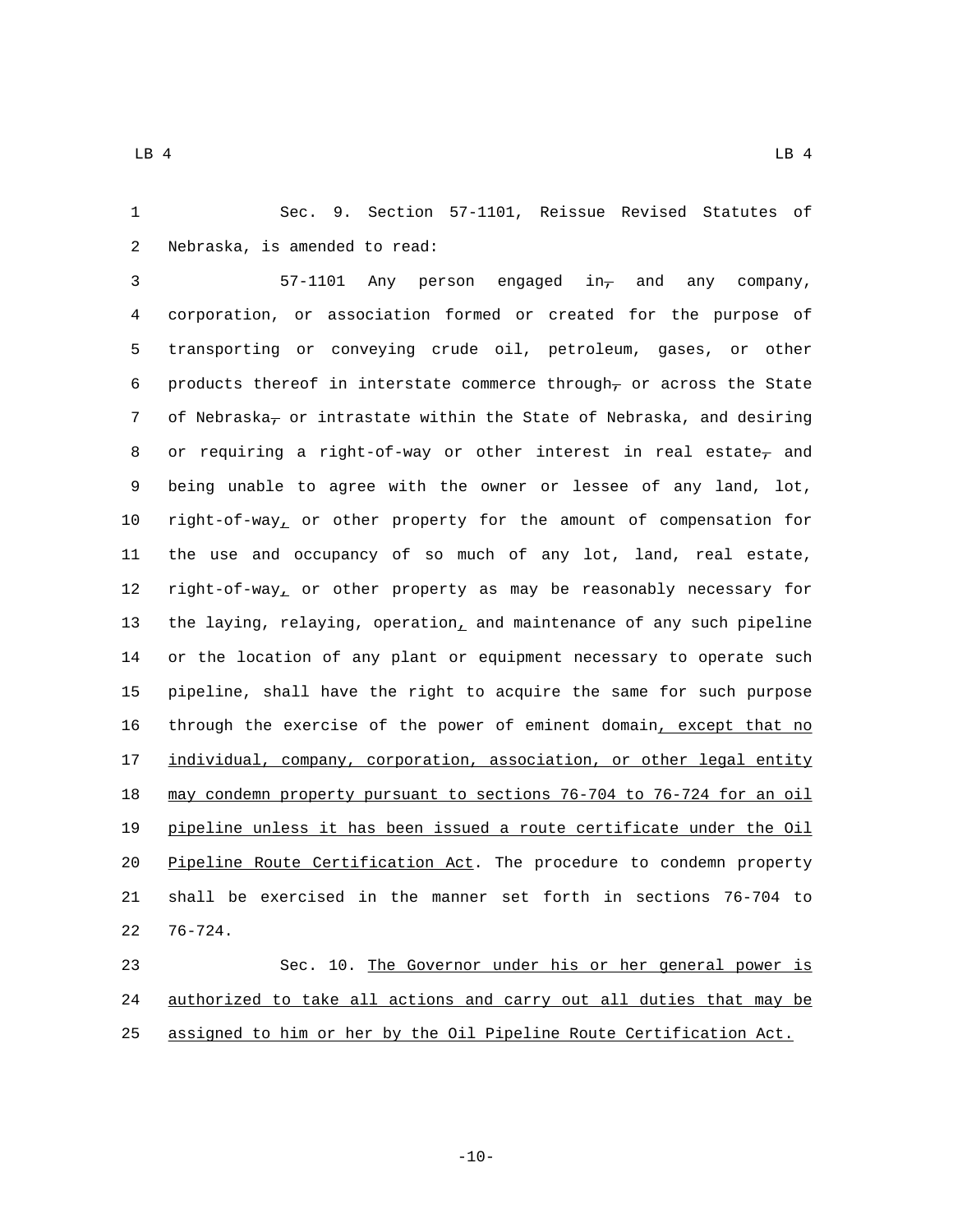Sec. 9. Section 57-1101, Reissue Revised Statutes of Nebraska, is amended to read:

57-1101 Any person engaged in~~,~~ and any company, corporation, or association formed or created for the purpose of transporting or conveying crude oil, petroleum, gases, or other products thereof in interstate commerce through~~,~~ or across the State of Nebraska~~,~~ or intrastate within the State of Nebraska, and desiring or requiring a right-of-way or other interest in real estate~~,~~ and being unable to agree with the owner or lessee of any land, lot, right-of-way, or other property for the amount of compensation for the use and occupancy of so much of any lot, land, real estate, right-of-way, or other property as may be reasonably necessary for the laying, relaying, operation, and maintenance of any such pipeline or the location of any plant or equipment necessary to operate such pipeline, shall have the right to acquire the same for such purpose through the exercise of the power of eminent domain, except that no individual, company, corporation, association, or other legal entity may condemn property pursuant to sections 76-704 to 76-724 for an oil pipeline unless it has been issued a route certificate under the Oil Pipeline Route Certification Act. The procedure to condemn property shall be exercised in the manner set forth in sections 76-704 to 76-724.

Sec. 10. The Governor under his or her general power is authorized to take all actions and carry out all duties that may be assigned to him or her by the Oil Pipeline Route Certification Act.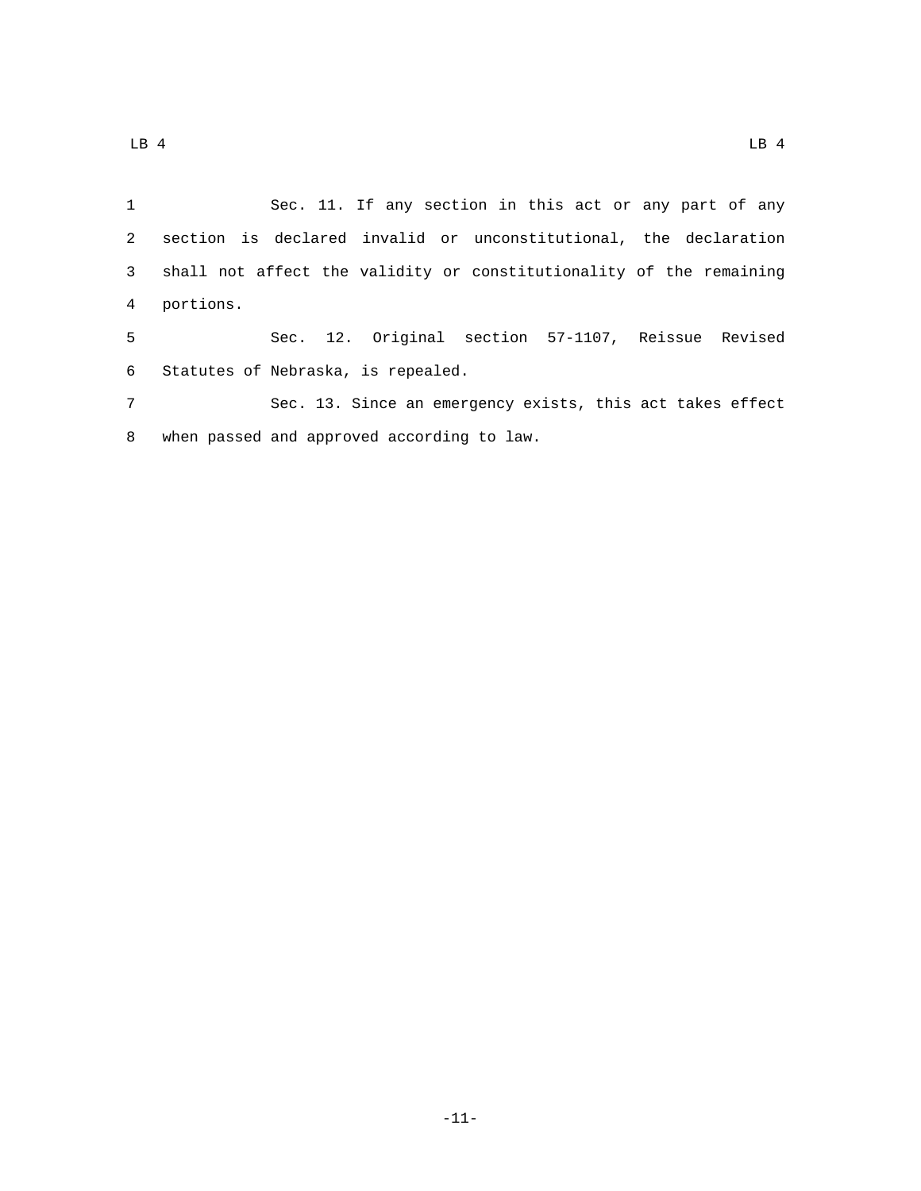Sec. 11. If any section in this act or any part of any section is declared invalid or unconstitutional, the declaration shall not affect the validity or constitutionality of the remaining portions.

Sec. 12. Original section 57-1107, Reissue Revised Statutes of Nebraska, is repealed.

Sec. 13. Since an emergency exists, this act takes effect when passed and approved according to law.